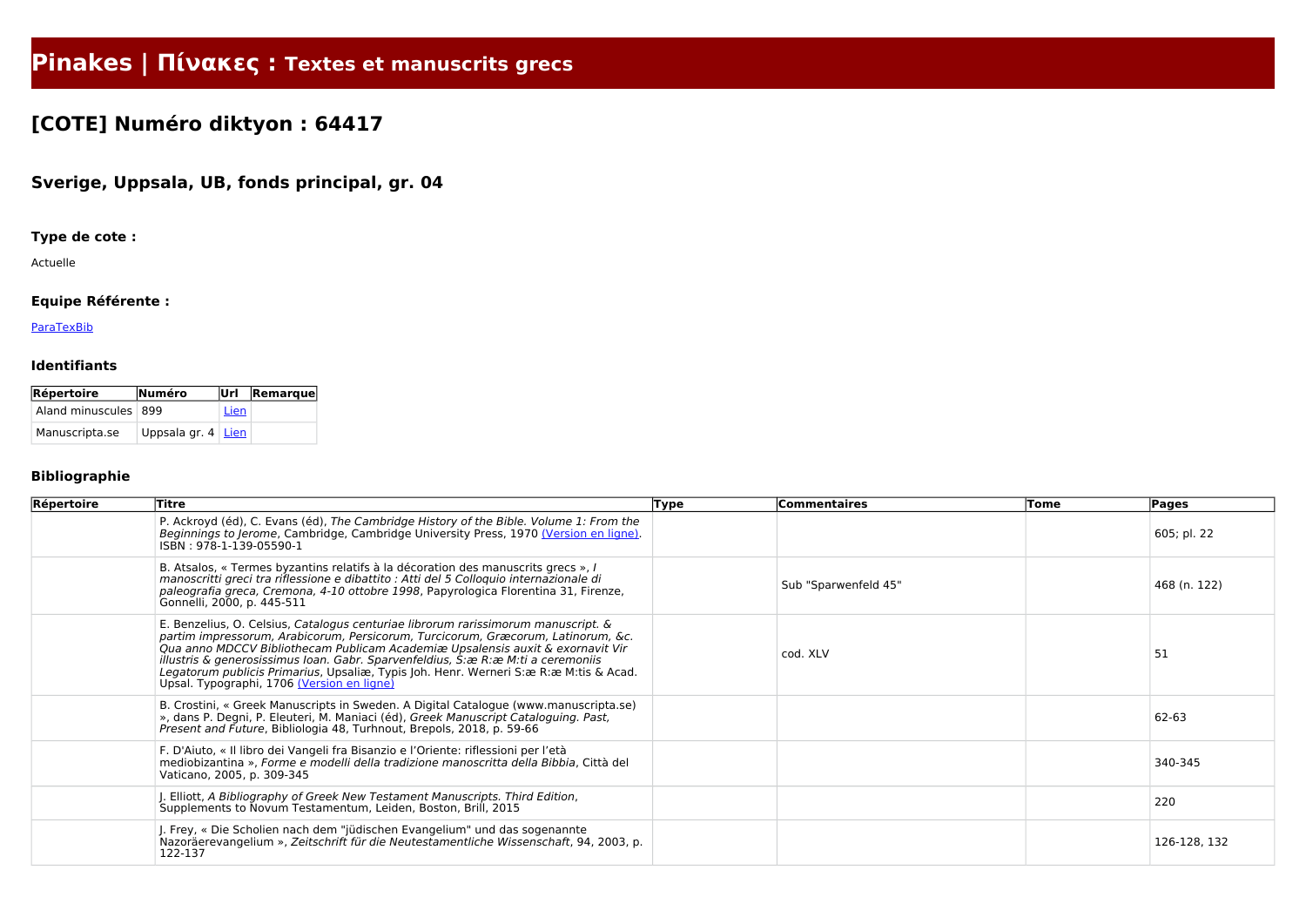# Pinakes | Πίνακες : Textes et manuscrits grecs

## [COTE] Numéro diktyon : 64417

### Sverige, Uppsala, UB, fonds principal, gr. 04

#### Type de cote :

Actuelle

#### Equipe Référente :

ParaTexBib

#### Identifiants

| Répertoire | Numéro | Url | Remarque |
|---|---|---|---|
| Aland minuscules | 899 | Lien | |
| Manuscripta.se | Uppsala gr. 4 | Lien | |

#### Bibliographie

| Répertoire | Titre | Type | Commentaires | Tome | Pages |
|---|---|---|---|---|---|
| | P. Ackroyd (éd), C. Evans (éd), *The Cambridge History of the Bible. Volume 1: From the Beginnings to Jerome*, Cambridge, Cambridge University Press, 1970 (Version en ligne). ISBN : 978-1-139-05590-1 | | | | 605; pl. 22 |
| | B. Atsalos, « Termes byzantins relatifs à la décoration des manuscrits grecs », *I manoscritti greci tra riflessione e dibattito : Atti del 5 Colloquio internazionale di paleografia greca, Cremona, 4-10 ottobre 1998*, Papyrologica Florentina 31, Firenze, Gonnelli, 2000, p. 445-511 | | Sub "Sparwenfeld 45" | | 468 (n. 122) |
| | E. Benzelius, O. Celsius, *Catalogus centuriae librorum rarissimorum manuscript. & partim impressorum, Arabicorum, Persicorum, Turcicorum, Græcorum, Latinorum, &c. Qua anno MDCCV Bibliothecam Publicam Academiæ Upsalensis auxit & exornavit Vir illustris & generosissimus Ioan. Gabr. Sparvenfeldius, S:æ R:æ M:ti a ceremoniis Legatorum publicis Primarius*, Upsaliæ, Typis Joh. Henr. Werneri S:æ R:æ M:tis & Acad. Upsal. Typographi, 1706 (Version en ligne) | | cod. XLV | | 51 |
| | B. Crostini, « Greek Manuscripts in Sweden. A Digital Catalogue (www.manuscripta.se) », dans P. Degni, P. Eleuteri, M. Maniaci (éd), *Greek Manuscript Cataloguing. Past, Present and Future*, Bibliologia 48, Turhnout, Brepols, 2018, p. 59-66 | | | | 62-63 |
| | F. D'Aiuto, « Il libro dei Vangeli fra Bisanzio e l'Oriente: riflessioni per l'età mediobizantina », *Forme e modelli della tradizione manoscritta della Bibbia*, Città del Vaticano, 2005, p. 309-345 | | | | 340-345 |
| | J. Elliott, *A Bibliography of Greek New Testament Manuscripts. Third Edition*, Supplements to Novum Testamentum, Leiden, Boston, Brill, 2015 | | | | 220 |
| | J. Frey, « Die Scholien nach dem "jüdischen Evangelium" und das sogenannte Nazoräerevangelium », *Zeitschrift für die Neutestamentliche Wissenschaft*, 94, 2003, p. 122-137 | | | | 126-128, 132 |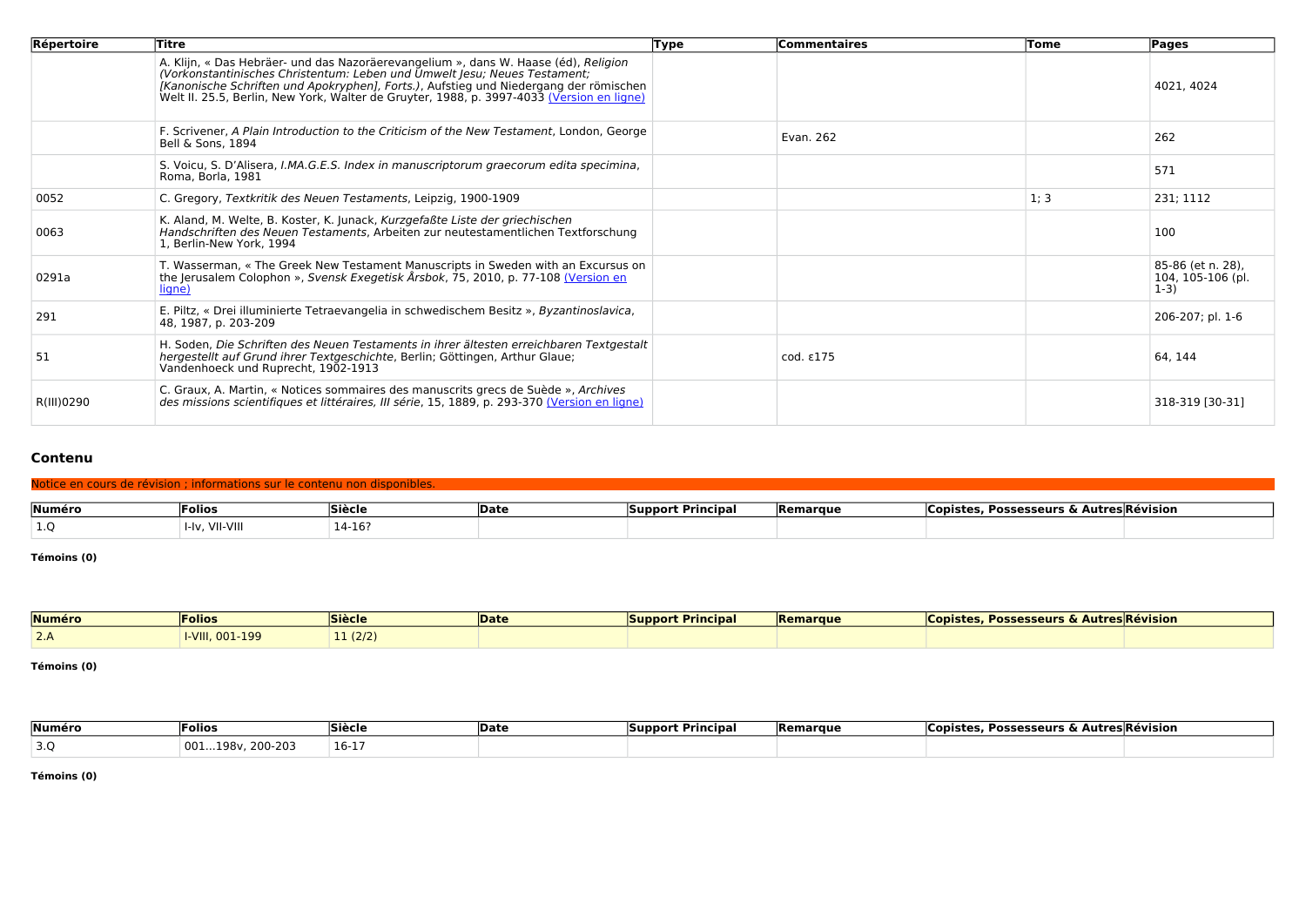| Répertoire | Titre | Type | Commentaires | Tome | Pages |
|---|---|---|---|---|---|
| | A. Klijn, « Das Hebräer- und das Nazoräerevangelium », dans W. Haase (éd), *Religion (Vorkonstantinisches Christentum: Leben und Umwelt Jesu; Neues Testament; [Kanonische Schriften und Apokryphen], Forts.)*, Aufstieg und Niedergang der römischen Welt II. 25.5, Berlin, New York, Walter de Gruyter, 1988, p. 3997-4033 (Version en ligne) | | | | 4021, 4024 |
| | F. Scrivener, *A Plain Introduction to the Criticism of the New Testament*, London, George Bell & Sons, 1894 | | Evan. 262 | | 262 |
| | S. Voicu, S. D'Alisera, *I.MA.G.E.S. Index in manuscriptorum graecorum edita specimina*, Roma, Borla, 1981 | | | | 571 |
| 0052 | C. Gregory, *Textkritik des Neuen Testaments*, Leipzig, 1900-1909 | | | 1; 3 | 231; 1112 |
| 0063 | K. Aland, M. Welte, B. Koster, K. Junack, *Kurzgefaßte Liste der griechischen Handschriften des Neuen Testaments*, Arbeiten zur neutestamentlichen Textforschung 1, Berlin-New York, 1994 | | | | 100 |
| 0291a | T. Wasserman, « The Greek New Testament Manuscripts in Sweden with an Excursus on the Jerusalem Colophon », *Svensk Exegetisk Årsbok*, 75, 2010, p. 77-108 (Version en ligne) | | | | 85-86 (et n. 28), 104, 105-106 (pl. 1-3) |
| 291 | E. Piltz, « Drei illuminierte Tetraevangelia in schwedischem Besitz », *Byzantinoslavica*, 48, 1987, p. 203-209 | | | | 206-207; pl. 1-6 |
| 51 | H. Soden, *Die Schriften des Neuen Testaments in ihrer ältesten erreichbaren Textgestalt hergestellt auf Grund ihrer Textgeschichte*, Berlin; Göttingen, Arthur Glaue; Vandenhoeck und Ruprecht, 1902-1913 | | cod. ε175 | | 64, 144 |
| R(III)0290 | C. Graux, A. Martin, « Notices sommaires des manuscrits grecs de Suède », *Archives des missions scientifiques et littéraires, III série*, 15, 1889, p. 293-370 (Version en ligne) | | | | 318-319 [30-31] |

## Contenu

Notice en cours de révision ; informations sur le contenu non disponibles.

| Numéro | Folios | Siècle | Date | Support Principal | Remarque | Copistes, Possesseurs & Autres | Révision |
|---|---|---|---|---|---|---|---|
| 1.Q | I-Iv, VII-VIII | 14-16? | | | | | |

**Témoins (0)**

| Numéro | Folios | Siècle | Date | Support Principal | Remarque | Copistes, Possesseurs & Autres | Révision |
|---|---|---|---|---|---|---|---|
| 2.A | I-VIII, 001-199 | 11 (2/2) | | | | | |

**Témoins (0)**

| Numéro | Folios | Siècle | Date | Support Principal | Remarque | Copistes, Possesseurs & Autres | Révision |
|---|---|---|---|---|---|---|---|
| 3.Q | 001...198v, 200-203 | 16-17 | | | | | |

**Témoins (0)**